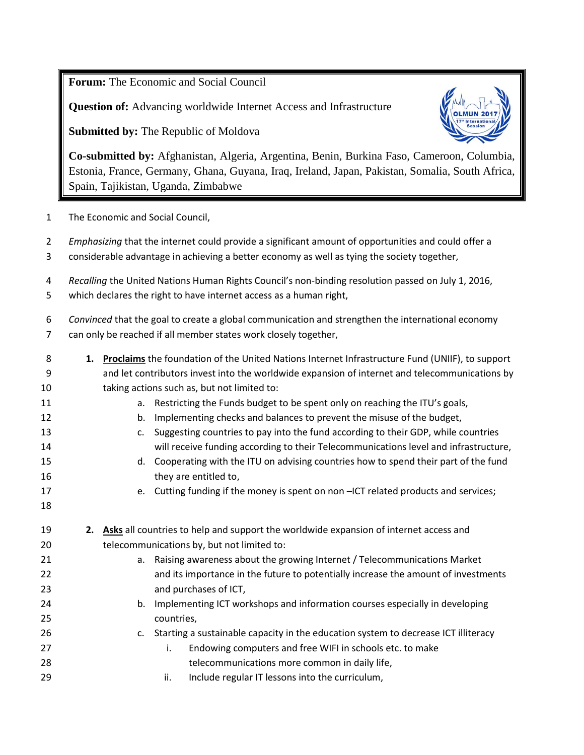**Forum:** The Economic and Social Council

**Question of:** Advancing worldwide Internet Access and Infrastructure

**Submitted by:** The Republic of Moldova

**Co-submitted by:** Afghanistan, Algeria, Argentina, Benin, Burkina Faso, Cameroon, Columbia, Estonia, France, Germany, Ghana, Guyana, Iraq, Ireland, Japan, Pakistan, Somalia, South Africa, Spain, Tajikistan, Uganda, Zimbabwe

The Economic and Social Council,

*Emphasizing* that the internet could provide a significant amount of opportunities and could offer a considerable advantage in achieving a better economy as well as tying the society together,

*Recalling* the United Nations Human Rights Council's non-binding resolution passed on July 1, 2016, which declares the right to have internet access as a human right,

*Convinced* that the goal to create a global communication and strengthen the international economy can only be reached if all member states work closely together,

1. **Proclaims** the foundation of the United Nations Internet Infrastructure Fund (UNIIF), to support and let contributors invest into the worldwide expansion of internet and telecommunications by taking actions such as, but not limited to:
    a. Restricting the Funds budget to be spent only on reaching the ITU's goals,
    b. Implementing checks and balances to prevent the misuse of the budget,
    c. Suggesting countries to pay into the fund according to their GDP, while countries will receive funding according to their Telecommunications level and infrastructure,
    d. Cooperating with the ITU on advising countries how to spend their part of the fund they are entitled to,
    e. Cutting funding if the money is spent on non –ICT related products and services;

2. **Asks** all countries to help and support the worldwide expansion of internet access and telecommunications by, but not limited to:
    a. Raising awareness about the growing Internet / Telecommunications Market and its importance in the future to potentially increase the amount of investments and purchases of ICT,
    b. Implementing ICT workshops and information courses especially in developing countries,
    c. Starting a sustainable capacity in the education system to decrease ICT illiteracy
        i. Endowing computers and free WIFI in schools etc. to make telecommunications more common in daily life,
        ii. Include regular IT lessons into the curriculum,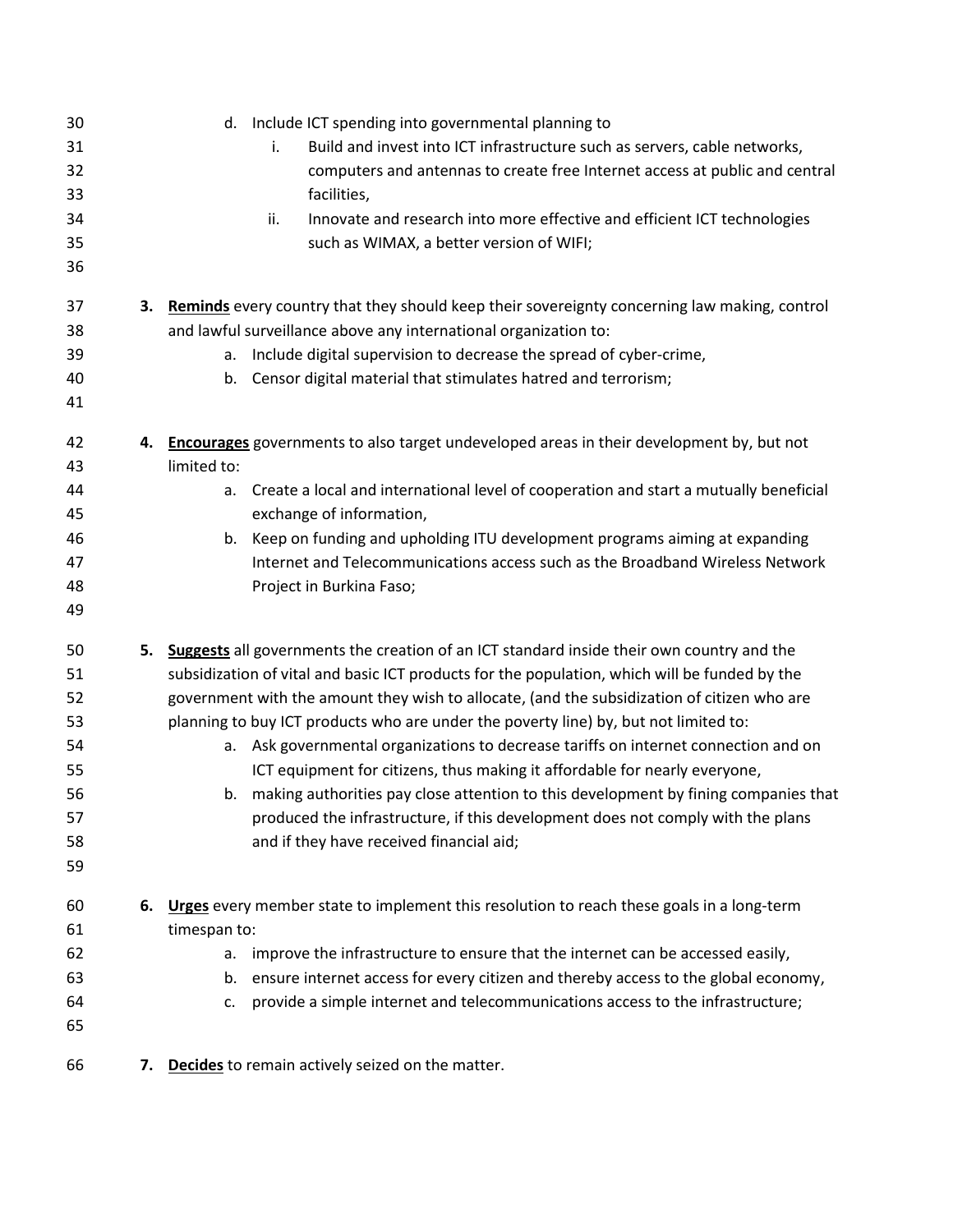d. Include ICT spending into governmental planning to
   i. Build and invest into ICT infrastructure such as servers, cable networks, computers and antennas to create free Internet access at public and central facilities,
   ii. Innovate and research into more effective and efficient ICT technologies such as WIMAX, a better version of WIFI;

3. **Reminds** every country that they should keep their sovereignty concerning law making, control and lawful surveillance above any international organization to:
   a. Include digital supervision to decrease the spread of cyber-crime,
   b. Censor digital material that stimulates hatred and terrorism;

4. **Encourages** governments to also target undeveloped areas in their development by, but not limited to:
   a. Create a local and international level of cooperation and start a mutually beneficial exchange of information,
   b. Keep on funding and upholding ITU development programs aiming at expanding Internet and Telecommunications access such as the Broadband Wireless Network Project in Burkina Faso;

5. **Suggests** all governments the creation of an ICT standard inside their own country and the subsidization of vital and basic ICT products for the population, which will be funded by the government with the amount they wish to allocate, (and the subsidization of citizen who are planning to buy ICT products who are under the poverty line) by, but not limited to:
   a. Ask governmental organizations to decrease tariffs on internet connection and on ICT equipment for citizens, thus making it affordable for nearly everyone,
   b. making authorities pay close attention to this development by fining companies that produced the infrastructure, if this development does not comply with the plans and if they have received financial aid;

6. **Urges** every member state to implement this resolution to reach these goals in a long-term timespan to:
   a. improve the infrastructure to ensure that the internet can be accessed easily,
   b. ensure internet access for every citizen and thereby access to the global economy,
   c. provide a simple internet and telecommunications access to the infrastructure;

7. **Decides** to remain actively seized on the matter.